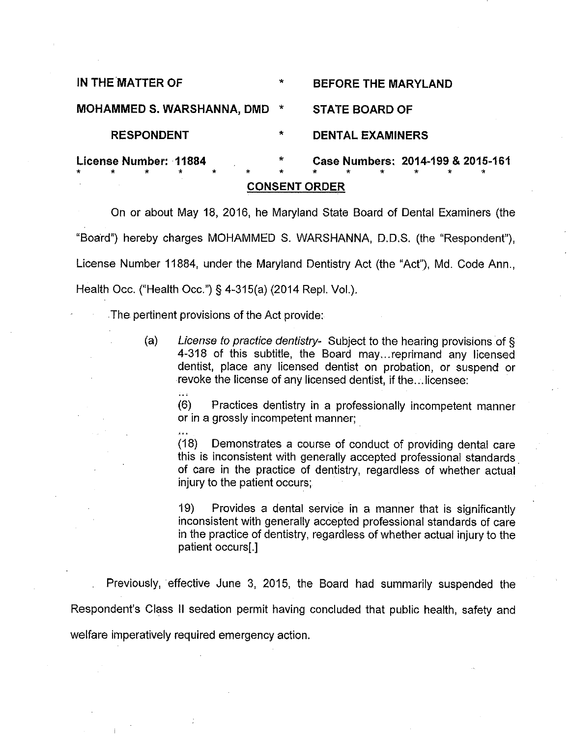IN THE MATTER OF * BEFORE THE MARYLAND

MOHAMMED S. WARSHANNA, DMD * STATE BOARD OF

RESPONDENT * DENTAL EXAMINERS

License Number: 11884 * Case Numbers: 2014-199 & 2015-161

\* \* \* \* \* \* \* \* \* \* \* \* \*

## CONSENT ORDER

On or about May 18, 2016, he Maryland State Board of Dental Examiners (the "Board") hereby charges MOHAMMED S. WARSHANNA, D.D.S. (the "Respondent"), License Number 11884, under the Maryland Dentistry Act (the "Act"), Md. Code Ann., Health Occ. ("Health Occ.") § 4-315(a) (2014 Repl. Vol.).

The pertinent provisions of the Act provide:

> (a) *License to practice dentistry-* Subject to the hearing provisions of § 4-318 of this subtitle, the Board may...reprimand any licensed dentist, place any licensed dentist on probation, or suspend or revoke the license of any licensed dentist, if the...licensee:
>
> ...
>
> (6) Practices dentistry in a professionally incompetent manner or in a grossly incompetent manner;
>
> ...
>
> (18) Demonstrates a course of conduct of providing dental care this is inconsistent with generally accepted professional standards of care in the practice of dentistry, regardless of whether actual injury to the patient occurs;
>
> 19) Provides a dental service in a manner that is significantly inconsistent with generally accepted professional standards of care in the practice of dentistry, regardless of whether actual injury to the patient occurs[.]

Previously, effective June 3, 2015, the Board had summarily suspended the Respondent's Class II sedation permit having concluded that public health, safety and welfare imperatively required emergency action.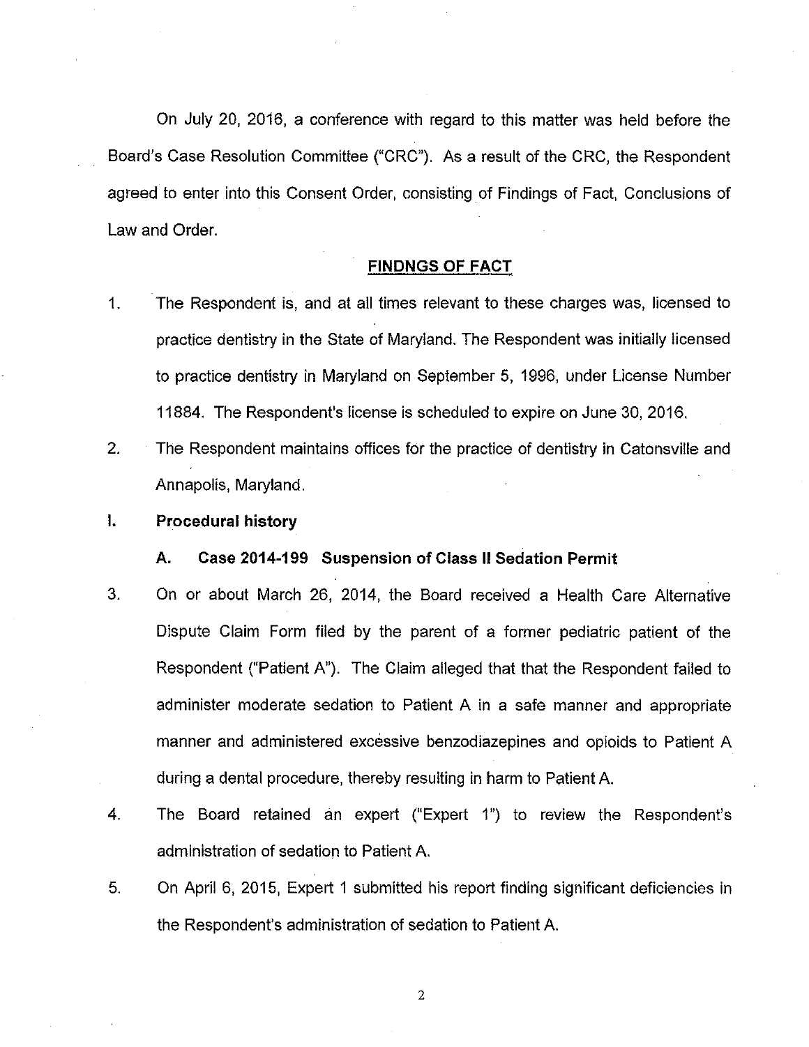On July 20, 2016, a conference with regard to this matter was held before the Board's Case Resolution Committee ("CRC"). As a result of the CRC, the Respondent agreed to enter into this Consent Order, consisting of Findings of Fact, Conclusions of Law and Order.

## FINDNGS OF FACT

1. The Respondent is, and at all times relevant to these charges was, licensed to practice dentistry in the State of Maryland. The Respondent was initially licensed to practice dentistry in Maryland on September 5, 1996, under License Number 11884. The Respondent's license is scheduled to expire on June 30, 2016.

2. The Respondent maintains offices for the practice of dentistry in Catonsville and Annapolis, Maryland.

### I. Procedural history

#### A. Case 2014-199 Suspension of Class II Sedation Permit

3. On or about March 26, 2014, the Board received a Health Care Alternative Dispute Claim Form filed by the parent of a former pediatric patient of the Respondent ("Patient A"). The Claim alleged that that the Respondent failed to administer moderate sedation to Patient A in a safe manner and appropriate manner and administered excessive benzodiazepines and opioids to Patient A during a dental procedure, thereby resulting in harm to Patient A.

4. The Board retained an expert ("Expert 1") to review the Respondent's administration of sedation to Patient A.

5. On April 6, 2015, Expert 1 submitted his report finding significant deficiencies in the Respondent's administration of sedation to Patient A.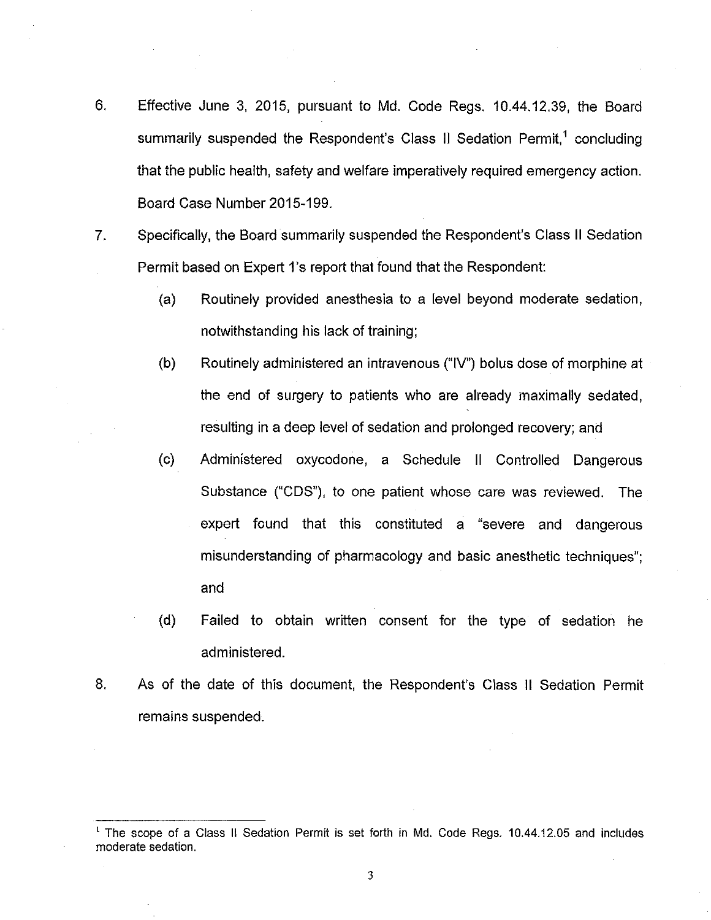6. Effective June 3, 2015, pursuant to Md. Code Regs. 10.44.12.39, the Board summarily suspended the Respondent's Class II Sedation Permit,[1] concluding that the public health, safety and welfare imperatively required emergency action. Board Case Number 2015-199.

7. Specifically, the Board summarily suspended the Respondent's Class II Sedation Permit based on Expert 1's report that found that the Respondent:

   (a) Routinely provided anesthesia to a level beyond moderate sedation, notwithstanding his lack of training;

   (b) Routinely administered an intravenous ("IV") bolus dose of morphine at the end of surgery to patients who are already maximally sedated, resulting in a deep level of sedation and prolonged recovery; and

   (c) Administered oxycodone, a Schedule II Controlled Dangerous Substance ("CDS"), to one patient whose care was reviewed. The expert found that this constituted a "severe and dangerous misunderstanding of pharmacology and basic anesthetic techniques"; and

   (d) Failed to obtain written consent for the type of sedation he administered.

8. As of the date of this document, the Respondent's Class II Sedation Permit remains suspended.

---

[1] The scope of a Class II Sedation Permit is set forth in Md. Code Regs. 10.44.12.05 and includes moderate sedation.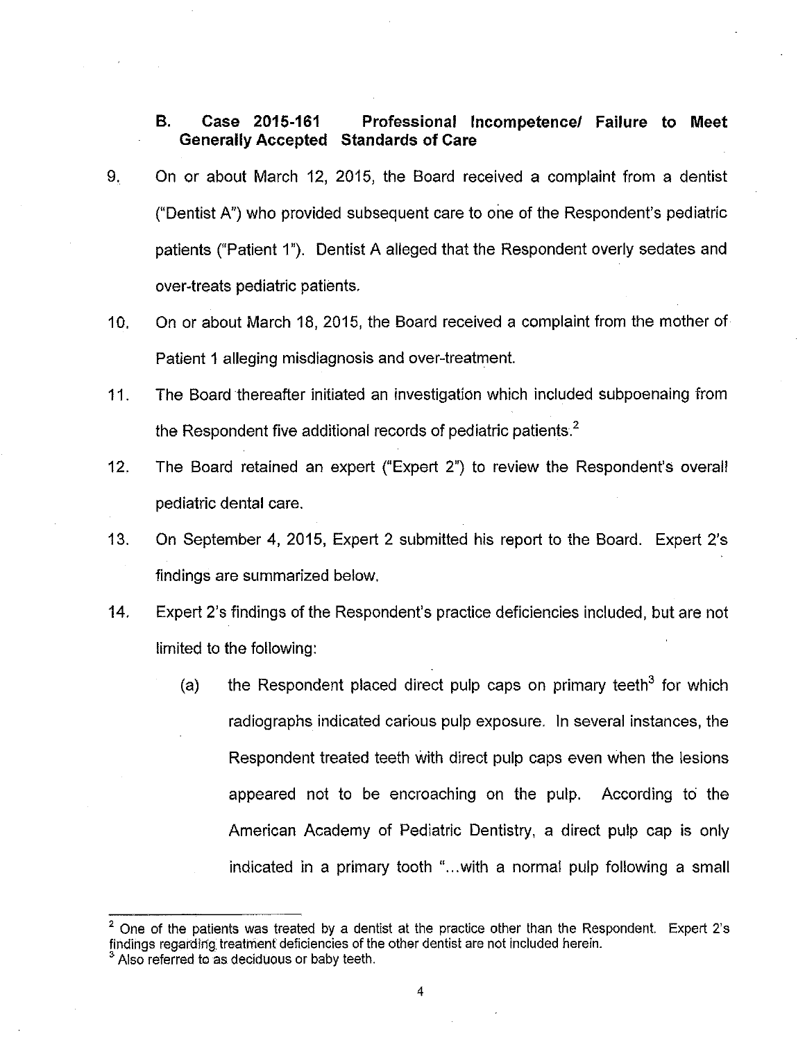### B. Case 2015-161 Professional Incompetence/ Failure to Meet Generally Accepted Standards of Care

9. On or about March 12, 2015, the Board received a complaint from a dentist ("Dentist A") who provided subsequent care to one of the Respondent's pediatric patients ("Patient 1"). Dentist A alleged that the Respondent overly sedates and over-treats pediatric patients.

10. On or about March 18, 2015, the Board received a complaint from the mother of Patient 1 alleging misdiagnosis and over-treatment.

11. The Board thereafter initiated an investigation which included subpoenaing from the Respondent five additional records of pediatric patients.[2]

12. The Board retained an expert ("Expert 2") to review the Respondent's overall pediatric dental care.

13. On September 4, 2015, Expert 2 submitted his report to the Board. Expert 2's findings are summarized below.

14. Expert 2's findings of the Respondent's practice deficiencies included, but are not limited to the following:

    (a) the Respondent placed direct pulp caps on primary teeth[3] for which radiographs indicated carious pulp exposure. In several instances, the Respondent treated teeth with direct pulp caps even when the lesions appeared not to be encroaching on the pulp. According to the American Academy of Pediatric Dentistry, a direct pulp cap is only indicated in a primary tooth "...with a normal pulp following a small

---

[2] One of the patients was treated by a dentist at the practice other than the Respondent. Expert 2's findings regarding treatment deficiencies of the other dentist are not included herein.

[3] Also referred to as deciduous or baby teeth.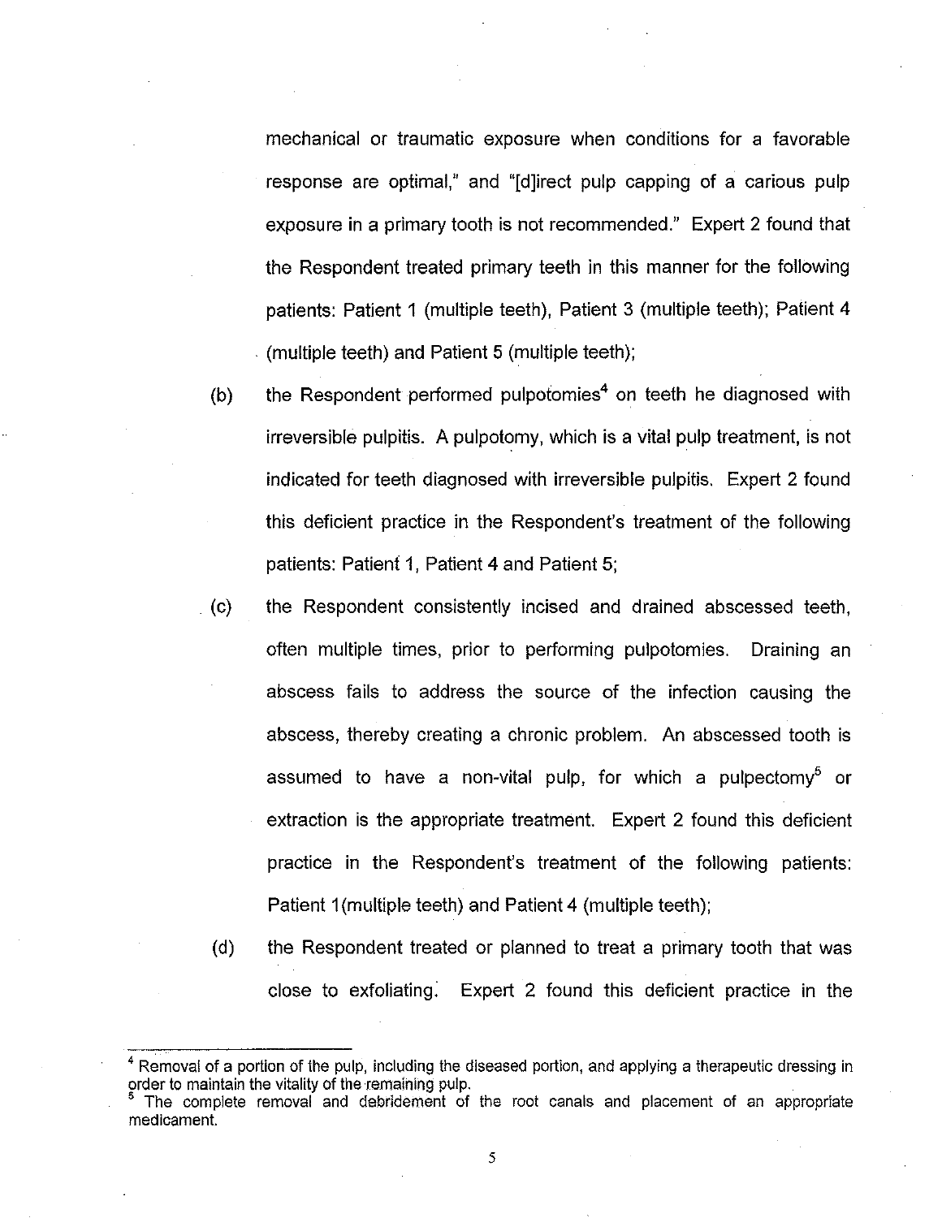mechanical or traumatic exposure when conditions for a favorable response are optimal," and "[d]irect pulp capping of a carious pulp exposure in a primary tooth is not recommended." Expert 2 found that the Respondent treated primary teeth in this manner for the following patients: Patient 1 (multiple teeth), Patient 3 (multiple teeth); Patient 4 (multiple teeth) and Patient 5 (multiple teeth);

(b) the Respondent performed pulpotomies[4] on teeth he diagnosed with irreversible pulpitis. A pulpotomy, which is a vital pulp treatment, is not indicated for teeth diagnosed with irreversible pulpitis. Expert 2 found this deficient practice in the Respondent's treatment of the following patients: Patient 1, Patient 4 and Patient 5;

(c) the Respondent consistently incised and drained abscessed teeth, often multiple times, prior to performing pulpotomies. Draining an abscess fails to address the source of the infection causing the abscess, thereby creating a chronic problem. An abscessed tooth is assumed to have a non-vital pulp, for which a pulpectomy[5] or extraction is the appropriate treatment. Expert 2 found this deficient practice in the Respondent's treatment of the following patients: Patient 1(multiple teeth) and Patient 4 (multiple teeth);

(d) the Respondent treated or planned to treat a primary tooth that was close to exfoliating. Expert 2 found this deficient practice in the

---

[4] Removal of a portion of the pulp, including the diseased portion, and applying a therapeutic dressing in order to maintain the vitality of the remaining pulp.

[5] The complete removal and debridement of the root canals and placement of an appropriate medicament.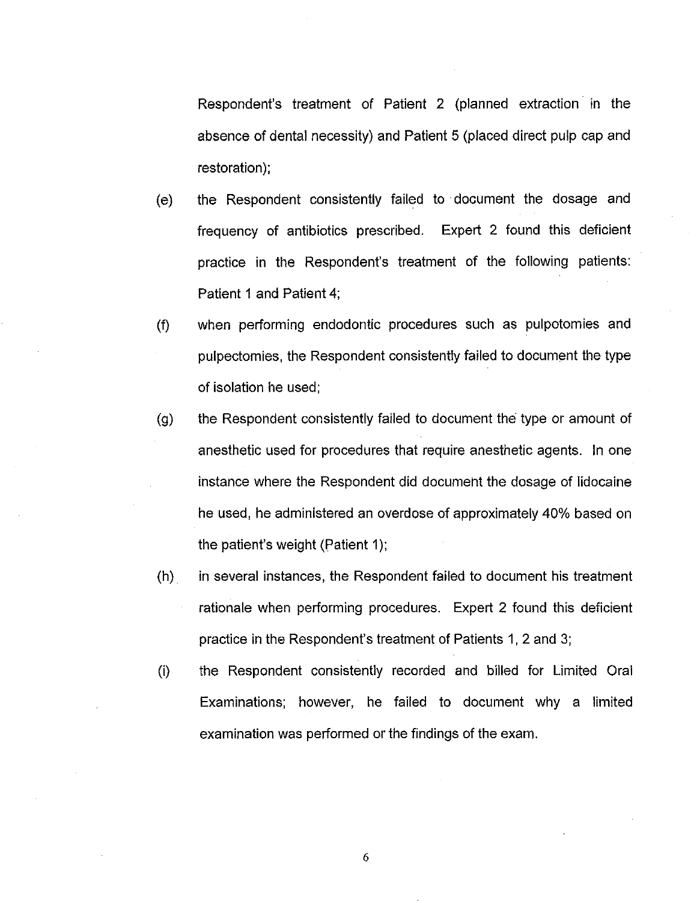Respondent's treatment of Patient 2 (planned extraction in the absence of dental necessity) and Patient 5 (placed direct pulp cap and restoration);

(e) the Respondent consistently failed to document the dosage and frequency of antibiotics prescribed. Expert 2 found this deficient practice in the Respondent's treatment of the following patients: Patient 1 and Patient 4;

(f) when performing endodontic procedures such as pulpotomies and pulpectomies, the Respondent consistently failed to document the type of isolation he used;

(g) the Respondent consistently failed to document the type or amount of anesthetic used for procedures that require anesthetic agents. In one instance where the Respondent did document the dosage of lidocaine he used, he administered an overdose of approximately 40% based on the patient's weight (Patient 1);

(h) in several instances, the Respondent failed to document his treatment rationale when performing procedures. Expert 2 found this deficient practice in the Respondent's treatment of Patients 1, 2 and 3;

(i) the Respondent consistently recorded and billed for Limited Oral Examinations; however, he failed to document why a limited examination was performed or the findings of the exam.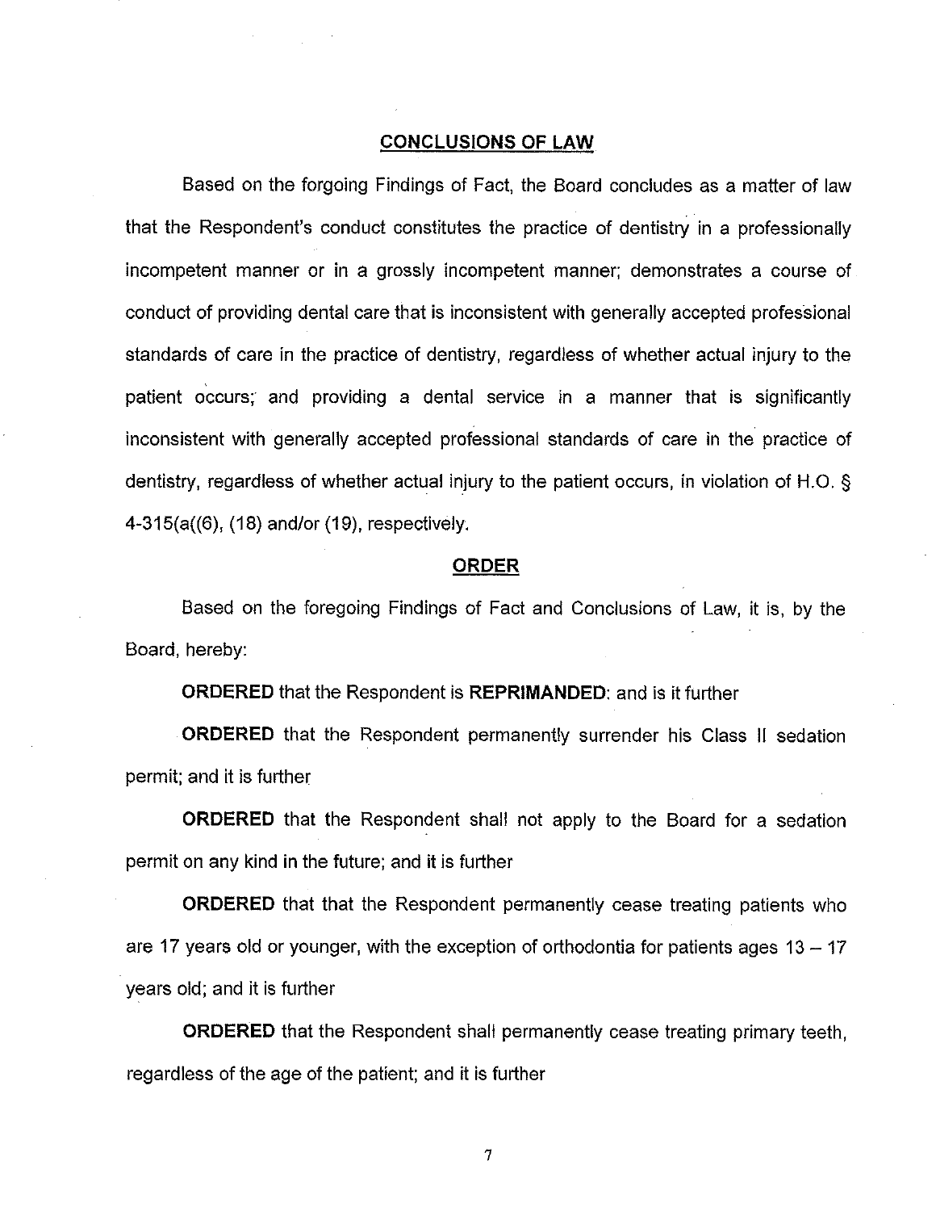## CONCLUSIONS OF LAW

Based on the forgoing Findings of Fact, the Board concludes as a matter of law that the Respondent's conduct constitutes the practice of dentistry in a professionally incompetent manner or in a grossly incompetent manner; demonstrates a course of conduct of providing dental care that is inconsistent with generally accepted professional standards of care in the practice of dentistry, regardless of whether actual injury to the patient occurs; and providing a dental service in a manner that is significantly inconsistent with generally accepted professional standards of care in the practice of dentistry, regardless of whether actual injury to the patient occurs, in violation of H.O. § 4-315(a((6), (18) and/or (19), respectively.

## ORDER

Based on the foregoing Findings of Fact and Conclusions of Law, it is, by the Board, hereby:

**ORDERED** that the Respondent is **REPRIMANDED**; and is it further

**ORDERED** that the Respondent permanently surrender his Class II sedation permit; and it is further

**ORDERED** that the Respondent shall not apply to the Board for a sedation permit on any kind in the future; and it is further

**ORDERED** that that the Respondent permanently cease treating patients who are 17 years old or younger, with the exception of orthodontia for patients ages 13 – 17 years old; and it is further

**ORDERED** that the Respondent shall permanently cease treating primary teeth, regardless of the age of the patient; and it is further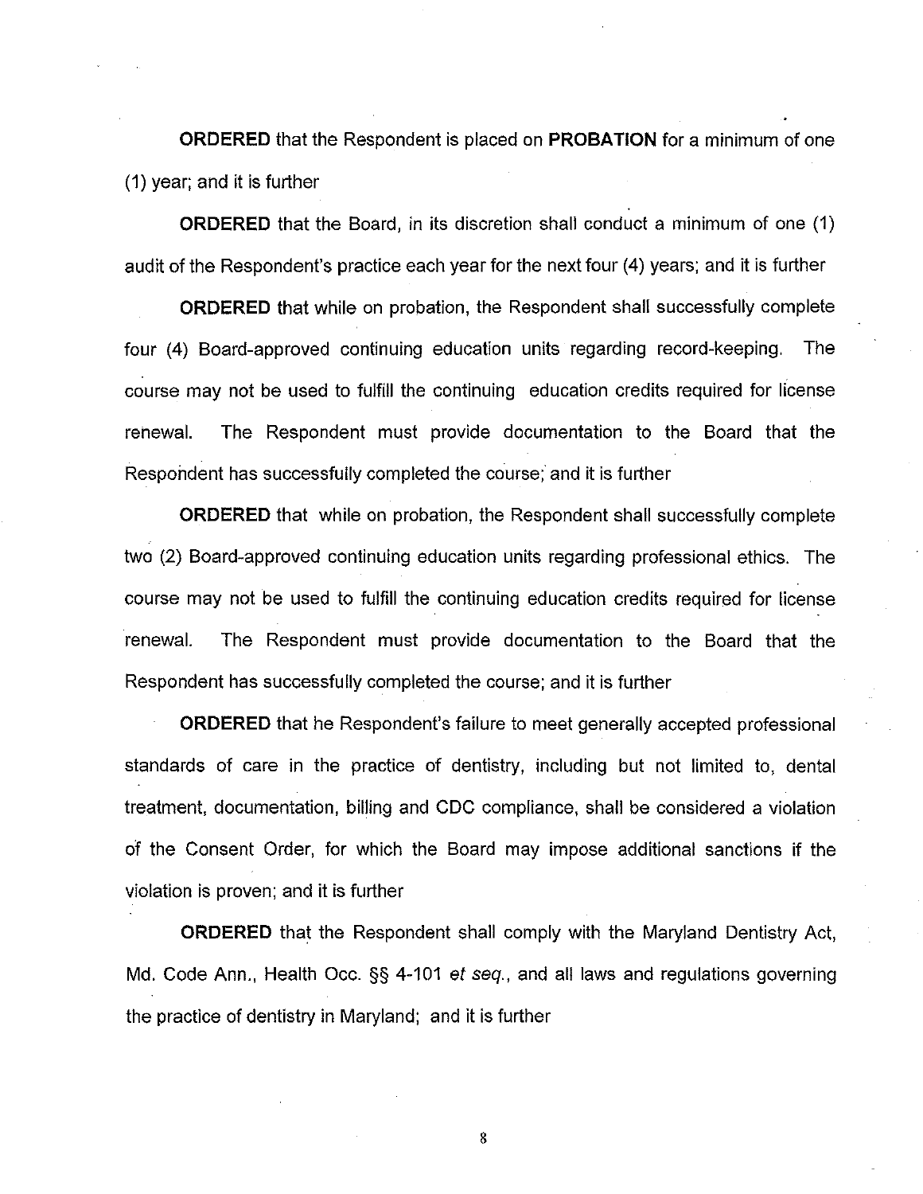**ORDERED** that the Respondent is placed on **PROBATION** for a minimum of one (1) year; and it is further

**ORDERED** that the Board, in its discretion shall conduct a minimum of one (1) audit of the Respondent's practice each year for the next four (4) years; and it is further

**ORDERED** that while on probation, the Respondent shall successfully complete four (4) Board-approved continuing education units regarding record-keeping. The course may not be used to fulfill the continuing education credits required for license renewal. The Respondent must provide documentation to the Board that the Respondent has successfully completed the course; and it is further

**ORDERED** that while on probation, the Respondent shall successfully complete two (2) Board-approved continuing education units regarding professional ethics. The course may not be used to fulfill the continuing education credits required for license renewal. The Respondent must provide documentation to the Board that the Respondent has successfully completed the course; and it is further

**ORDERED** that he Respondent's failure to meet generally accepted professional standards of care in the practice of dentistry, including but not limited to, dental treatment, documentation, billing and CDC compliance, shall be considered a violation of the Consent Order, for which the Board may impose additional sanctions if the violation is proven; and it is further

**ORDERED** that the Respondent shall comply with the Maryland Dentistry Act, Md. Code Ann., Health Occ. §§ 4-101 *et seq.*, and all laws and regulations governing the practice of dentistry in Maryland; and it is further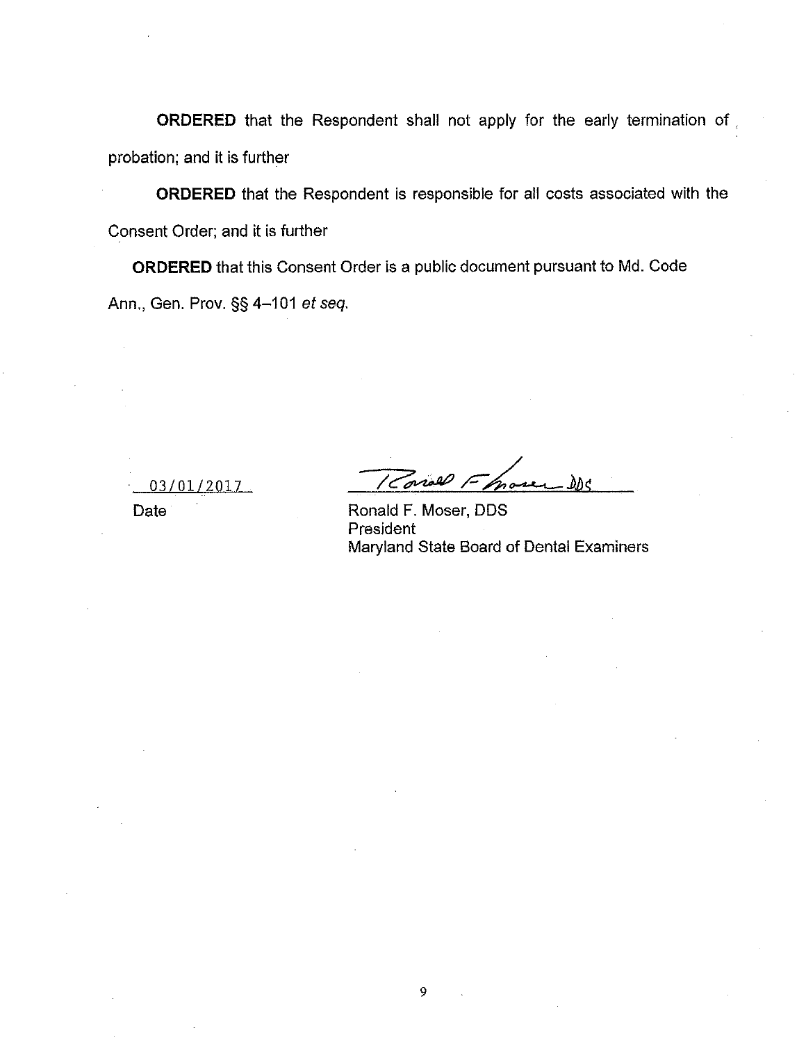**ORDERED** that the Respondent shall not apply for the early termination of probation; and it is further

**ORDERED** that the Respondent is responsible for all costs associated with the Consent Order; and it is further

**ORDERED** that this Consent Order is a public document pursuant to Md. Code Ann., Gen. Prov. §§ 4–101 *et seq.*

03/01/2017
Date

Ronald F. Moser, DDS
President
Maryland State Board of Dental Examiners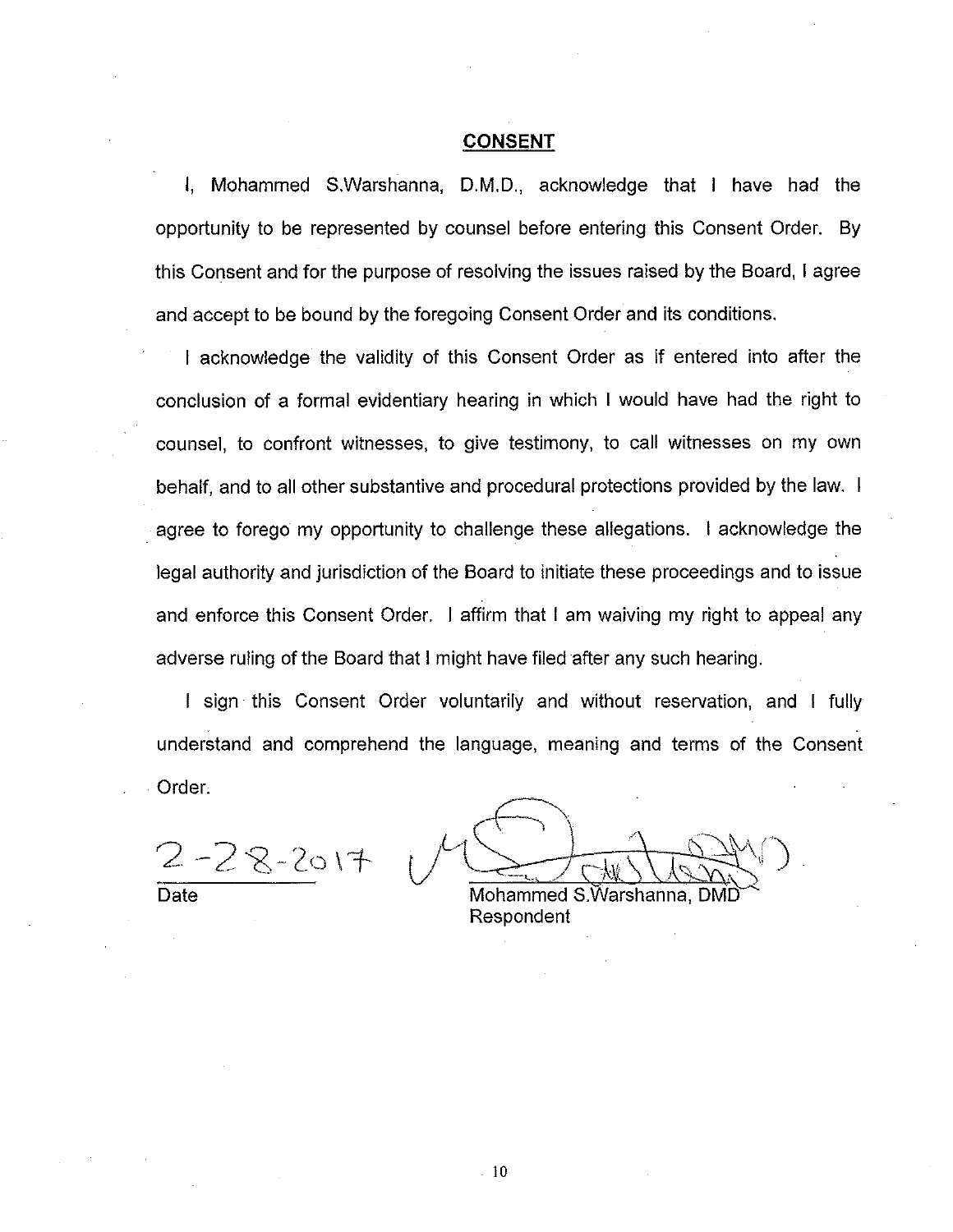## CONSENT

I, Mohammed S.Warshanna, D.M.D., acknowledge that I have had the opportunity to be represented by counsel before entering this Consent Order. By this Consent and for the purpose of resolving the issues raised by the Board, I agree and accept to be bound by the foregoing Consent Order and its conditions.

I acknowledge the validity of this Consent Order as if entered into after the conclusion of a formal evidentiary hearing in which I would have had the right to counsel, to confront witnesses, to give testimony, to call witnesses on my own behalf, and to all other substantive and procedural protections provided by the law. I agree to forego my opportunity to challenge these allegations. I acknowledge the legal authority and jurisdiction of the Board to initiate these proceedings and to issue and enforce this Consent Order. I affirm that I am waiving my right to appeal any adverse ruling of the Board that I might have filed after any such hearing.

I sign this Consent Order voluntarily and without reservation, and I fully understand and comprehend the language, meaning and terms of the Consent Order.

2-28-2017
Date

Mohammed S.Warshanna, DMD
Respondent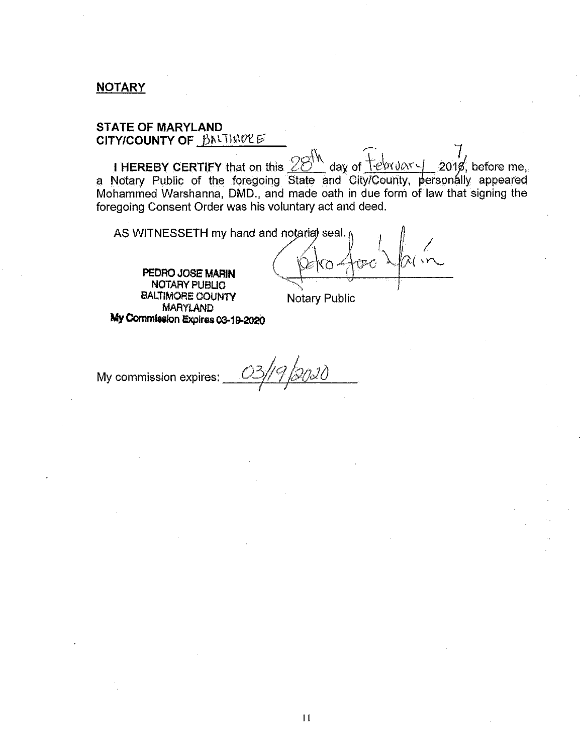**NOTARY**

**STATE OF MARYLAND**
**CITY/COUNTY OF** BALTIMORE

**I HEREBY CERTIFY** that on this 28th day of February 2019, before me, a Notary Public of the foregoing State and City/County, personally appeared Mohammed Warshanna, DMD., and made oath in due form of law that signing the foregoing Consent Order was his voluntary act and deed.

AS WITNESSETH my hand and notarial seal.

**PEDRO JOSE MARIN**
**NOTARY PUBLIC**
**BALTIMORE COUNTY**
**MARYLAND**
**My Commission Expires 03-19-2020**

Pedro Jose Marin
Notary Public

My commission expires: 03/19/2020